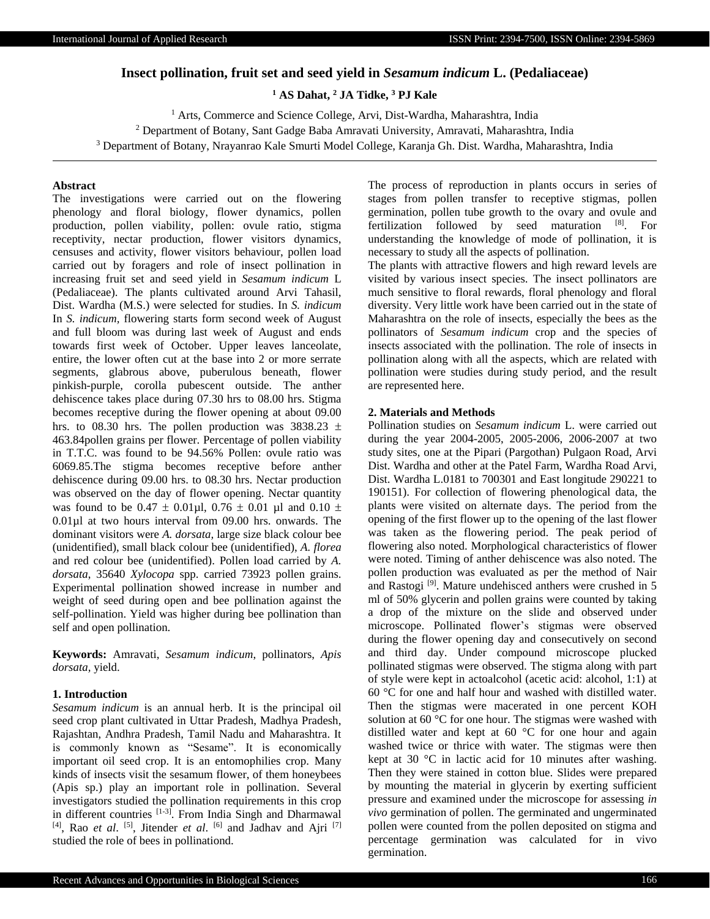# Insect pollination, fruit set and seed yield in *Sesamum indicum* L. (Pedaliaceae)

**[1] AS Dahat, [2] JA Tidke, [3] PJ Kale**

[1] Arts, Commerce and Science College, Arvi, Dist-Wardha, Maharashtra, India
[2] Department of Botany, Sant Gadge Baba Amravati University, Amravati, Maharashtra, India
[3] Department of Botany, Nrayanrao Kale Smurti Model College, Karanja Gh. Dist. Wardha, Maharashtra, India

## Abstract

The investigations were carried out on the flowering phenology and floral biology, flower dynamics, pollen production, pollen viability, pollen: ovule ratio, stigma receptivity, nectar production, flower visitors dynamics, censuses and activity, flower visitors behaviour, pollen load carried out by foragers and role of insect pollination in increasing fruit set and seed yield in *Sesamum indicum* L (Pedaliaceae). The plants cultivated around Arvi Tahasil, Dist. Wardha (M.S.) were selected for studies. In *S. indicum* In *S. indicum,* flowering starts form second week of August and full bloom was during last week of August and ends towards first week of October. Upper leaves lanceolate, entire, the lower often cut at the base into 2 or more serrate segments, glabrous above, puberulous beneath, flower pinkish-purple, corolla pubescent outside. The anther dehiscence takes place during 07.30 hrs to 08.00 hrs. Stigma becomes receptive during the flower opening at about 09.00 hrs. to 08.30 hrs. The pollen production was 3838.23 ± 463.84pollen grains per flower. Percentage of pollen viability in T.T.C. was found to be 94.56% Pollen: ovule ratio was 6069.85.The stigma becomes receptive before anther dehiscence during 09.00 hrs. to 08.30 hrs. Nectar production was observed on the day of flower opening. Nectar quantity was found to be 0.47 ± 0.01µl, 0.76 ± 0.01 µl and 0.10 ± 0.01µl at two hours interval from 09.00 hrs. onwards. The dominant visitors were *A. dorsata,* large size black colour bee (unidentified), small black colour bee (unidentified), *A. florea* and red colour bee (unidentified). Pollen load carried by *A. dorsata*, 35640 *Xylocopa* spp. carried 73923 pollen grains. Experimental pollination showed increase in number and weight of seed during open and bee pollination against the self-pollination. Yield was higher during bee pollination than self and open pollination.

**Keywords:** Amravati, *Sesamum indicum*, pollinators, *Apis dorsata,* yield.

## 1. Introduction

*Sesamum indicum* is an annual herb. It is the principal oil seed crop plant cultivated in Uttar Pradesh, Madhya Pradesh, Rajashtan, Andhra Pradesh, Tamil Nadu and Maharashtra. It is commonly known as "Sesame". It is economically important oil seed crop. It is an entomophilies crop. Many kinds of insects visit the sesamum flower, of them honeybees (Apis sp.) play an important role in pollination. Several investigators studied the pollination requirements in this crop in different countries [1-3]. From India Singh and Dharmawal [4], Rao *et al*. [5], Jitender *et al*. [6] and Jadhav and Ajri [7] studied the role of bees in pollinationd.

The process of reproduction in plants occurs in series of stages from pollen transfer to receptive stigmas, pollen germination, pollen tube growth to the ovary and ovule and fertilization followed by seed maturation [8]. For understanding the knowledge of mode of pollination, it is necessary to study all the aspects of pollination.

The plants with attractive flowers and high reward levels are visited by various insect species. The insect pollinators are much sensitive to floral rewards, floral phenology and floral diversity. Very little work have been carried out in the state of Maharashtra on the role of insects, especially the bees as the pollinators of *Sesamum indicum* crop and the species of insects associated with the pollination. The role of insects in pollination along with all the aspects, which are related with pollination were studies during study period, and the result are represented here.

## 2. Materials and Methods

Pollination studies on *Sesamum indicum* L. were carried out during the year 2004-2005, 2005-2006, 2006-2007 at two study sites, one at the Pipari (Pargothan) Pulgaon Road, Arvi Dist. Wardha and other at the Patel Farm, Wardha Road Arvi, Dist. Wardha L.0181 to 700301 and East longitude 290221 to 190151). For collection of flowering phenological data, the plants were visited on alternate days. The period from the opening of the first flower up to the opening of the last flower was taken as the flowering period. The peak period of flowering also noted. Morphological characteristics of flower were noted. Timing of anther dehiscence was also noted. The pollen production was evaluated as per the method of Nair and Rastogi [9]. Mature undehisced anthers were crushed in 5 ml of 50% glycerin and pollen grains were counted by taking a drop of the mixture on the slide and observed under microscope. Pollinated flower's stigmas were observed during the flower opening day and consecutively on second and third day. Under compound microscope plucked pollinated stigmas were observed. The stigma along with part of style were kept in actoalcohol (acetic acid: alcohol, 1:1) at 60 °C for one and half hour and washed with distilled water. Then the stigmas were macerated in one percent KOH solution at 60 °C for one hour. The stigmas were washed with distilled water and kept at 60 °C for one hour and again washed twice or thrice with water. The stigmas were then kept at 30 °C in lactic acid for 10 minutes after washing. Then they were stained in cotton blue. Slides were prepared by mounting the material in glycerin by exerting sufficient pressure and examined under the microscope for assessing *in vivo* germination of pollen. The germinated and ungerminated pollen were counted from the pollen deposited on stigma and percentage germination was calculated for in vivo germination.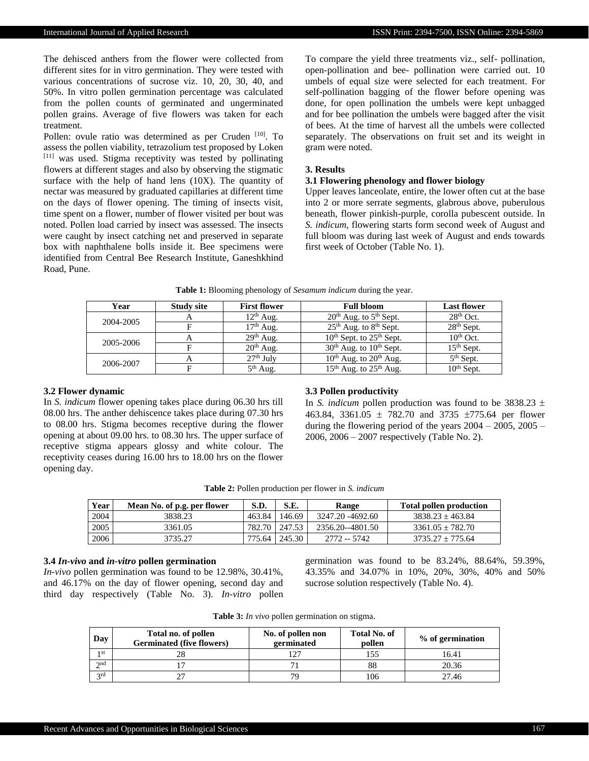The dehisced anthers from the flower were collected from different sites for in vitro germination. They were tested with various concentrations of sucrose viz. 10, 20, 30, 40, and 50%. In vitro pollen germination percentage was calculated from the pollen counts of germinated and ungerminated pollen grains. Average of five flowers was taken for each treatment.

Pollen: ovule ratio was determined as per Cruden [10]. To assess the pollen viability, tetrazolium test proposed by Loken [11] was used. Stigma receptivity was tested by pollinating flowers at different stages and also by observing the stigmatic surface with the help of hand lens (10X). The quantity of nectar was measured by graduated capillaries at different time on the days of flower opening. The timing of insects visit, time spent on a flower, number of flower visited per bout was noted. Pollen load carried by insect was assessed. The insects were caught by insect catching net and preserved in separate box with naphthalene bolls inside it. Bee specimens were identified from Central Bee Research Institute, Ganeshkhind Road, Pune.

To compare the yield three treatments viz., self- pollination, open-pollination and bee- pollination were carried out. 10 umbels of equal size were selected for each treatment. For self-pollination bagging of the flower before opening was done, for open pollination the umbels were kept unbagged and for bee pollination the umbels were bagged after the visit of bees. At the time of harvest all the umbels were collected separately. The observations on fruit set and its weight in gram were noted.

## 3. Results

### 3.1 Flowering phenology and flower biology

Upper leaves lanceolate, entire, the lower often cut at the base into 2 or more serrate segments, glabrous above, puberulous beneath, flower pinkish-purple, corolla pubescent outside. In *S. indicum*, flowering starts form second week of August and full bloom was during last week of August and ends towards first week of October (Table No. 1).

**Table 1:** Blooming phenology of *Sesamum indicum* during the year.

| Year | Study site | First flower | Full bloom | Last flower |
|---|---|---|---|---|
| 2004-2005 | A | 12th Aug. | 20th Aug. to 5th Sept. | 28th Oct. |
| | F | 17th Aug. | 25th Aug. to 8th Sept. | 28th Sept. |
| 2005-2006 | A | 29th Aug. | 10th Sept. to 25th Sept. | 10th Oct. |
| | F | 20th Aug. | 30th Aug. to 10th Sept. | 15th Sept. |
| 2006-2007 | A | 27th July | 10th Aug. to 20th Aug. | 5th Sept. |
| | F | 5th Aug. | 15th Aug. to 25th Aug. | 10th Sept. |

### 3.2 Flower dynamic

In *S. indicum* flower opening takes place during 06.30 hrs till 08.00 hrs. The anther dehiscence takes place during 07.30 hrs to 08.00 hrs. Stigma becomes receptive during the flower opening at about 09.00 hrs. to 08.30 hrs. The upper surface of receptive stigma appears glossy and white colour. The receptivity ceases during 16.00 hrs to 18.00 hrs on the flower opening day.

### 3.3 Pollen productivity

In *S. indicum* pollen production was found to be 3838.23 ± 463.84, 3361.05 ± 782.70 and 3735 ±775.64 per flower during the flowering period of the years 2004 – 2005, 2005 – 2006, 2006 – 2007 respectively (Table No. 2).

**Table 2:** Pollen production per flower in *S. indicum*

| Year | Mean No. of p.g. per flower | S.D. | S.E. | Range | Total pollen production |
|---|---|---|---|---|---|
| 2004 | 3838.23 | 463.84 | 146.69 | 3247.20 -4692.60 | 3838.23 ± 463.84 |
| 2005 | 3361.05 | 782.70 | 247.53 | 2356.20--4801.50 | 3361.05 ± 782.70 |
| 2006 | 3735.27 | 775.64 | 245.30 | 2772 -- 5742 | 3735.27 ± 775.64 |

### 3.4 *In-vivo* and *in-vitro* pollen germination

*In-vivo* pollen germination was found to be 12.98%, 30.41%, and 46.17% on the day of flower opening, second day and third day respectively (Table No. 3). *In-vitro* pollen germination was found to be 83.24%, 88.64%, 59.39%, 43.35% and 34.07% in 10%, 20%, 30%, 40% and 50% sucrose solution respectively (Table No. 4).

**Table 3:** *In vivo* pollen germination on stigma.

| Day | Total no. of pollen Germinated (five flowers) | No. of pollen non germinated | Total No. of pollen | % of germination |
|---|---|---|---|---|
| 1st | 28 | 127 | 155 | 16.41 |
| 2nd | 17 | 71 | 88 | 20.36 |
| 3rd | 27 | 79 | 106 | 27.46 |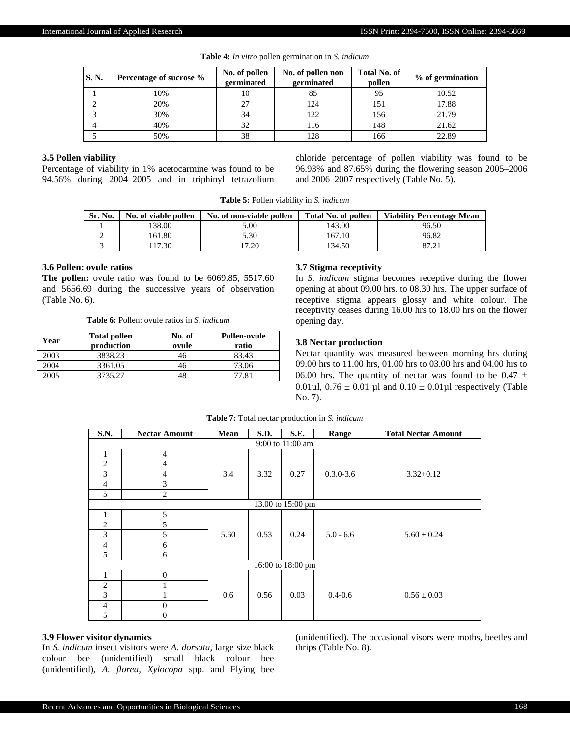**Table 4:** *In vitro* pollen germination in *S. indicum*

| S. N. | Percentage of sucrose % | No. of pollen germinated | No. of pollen non germinated | Total No. of pollen | % of germination |
|---|---|---|---|---|---|
| 1 | 10% | 10 | 85 | 95 | 10.52 |
| 2 | 20% | 27 | 124 | 151 | 17.88 |
| 3 | 30% | 34 | 122 | 156 | 21.79 |
| 4 | 40% | 32 | 116 | 148 | 21.62 |
| 5 | 50% | 38 | 128 | 166 | 22.89 |

### 3.5 Pollen viability

Percentage of viability in 1% acetocarmine was found to be 94.56% during 2004–2005 and in triphinyl tetrazolium chloride percentage of pollen viability was found to be 96.93% and 87.65% during the flowering season 2005–2006 and 2006–2007 respectively (Table No. 5).

**Table 5:** Pollen viability in *S. indicum*

| Sr. No. | No. of viable pollen | No. of non-viable pollen | Total No. of pollen | Viability Percentage Mean |
|---|---|---|---|---|
| 1 | 138.00 | 5.00 | 143.00 | 96.50 |
| 2 | 161.80 | 5.30 | 167.10 | 96.82 |
| 3 | 117.30 | 17.20 | 134.50 | 87.21 |

### 3.6 Pollen: ovule ratios

**The pollen:** ovule ratio was found to be 6069.85, 5517.60 and 5656.69 during the successive years of observation (Table No. 6).

**Table 6:** Pollen: ovule ratios in *S. indicum*

| Year | Total pollen production | No. of ovule | Pollen-ovule ratio |
|---|---|---|---|
| 2003 | 3838.23 | 46 | 83.43 |
| 2004 | 3361.05 | 46 | 73.06 |
| 2005 | 3735.27 | 48 | 77.81 |

### 3.7 Stigma receptivity

In *S. indicum* stigma becomes receptive during the flower opening at about 09.00 hrs. to 08.30 hrs. The upper surface of receptive stigma appears glossy and white colour. The receptivity ceases during 16.00 hrs to 18.00 hrs on the flower opening day.

### 3.8 Nectar production

Nectar quantity was measured between morning hrs during 09.00 hrs to 11.00 hrs, 01.00 hrs to 03.00 hrs and 04.00 hrs to 06.00 hrs. The quantity of nectar was found to be 0.47 ± 0.01µl, 0.76 ± 0.01 µl and 0.10 ± 0.01µl respectively (Table No. 7).

**Table 7:** Total nectar production in *S. indicum*

| S.N. | Nectar Amount | Mean | S.D. | S.E. | Range | Total Nectar Amount |
|---|---|---|---|---|---|---|
| 9:00 to 11:00 am | | | | | | |
| 1 | 4 | 3.4 | 3.32 | 0.27 | 0.3.0-3.6 | 3.32+0.12 |
| 2 | 4 | | | | | |
| 3 | 4 | | | | | |
| 4 | 3 | | | | | |
| 5 | 2 | | | | | |
| 13.00 to 15:00 pm | | | | | | |
| 1 | 5 | 5.60 | 0.53 | 0.24 | 5.0 - 6.6 | 5.60 ± 0.24 |
| 2 | 5 | | | | | |
| 3 | 5 | | | | | |
| 4 | 6 | | | | | |
| 5 | 6 | | | | | |
| 16:00 to 18:00 pm | | | | | | |
| 1 | 0 | 0.6 | 0.56 | 0.03 | 0.4-0.6 | 0.56 ± 0.03 |
| 2 | 1 | | | | | |
| 3 | 1 | | | | | |
| 4 | 0 | | | | | |
| 5 | 0 | | | | | |

### 3.9 Flower visitor dynamics

In *S. indicum* insect visitors were *A. dorsata*, large size black colour bee (unidentified) small black colour bee (unidentified), *A. florea*, *Xylocopa* spp. and Flying bee (unidentified). The occasional visors were moths, beetles and thrips (Table No. 8).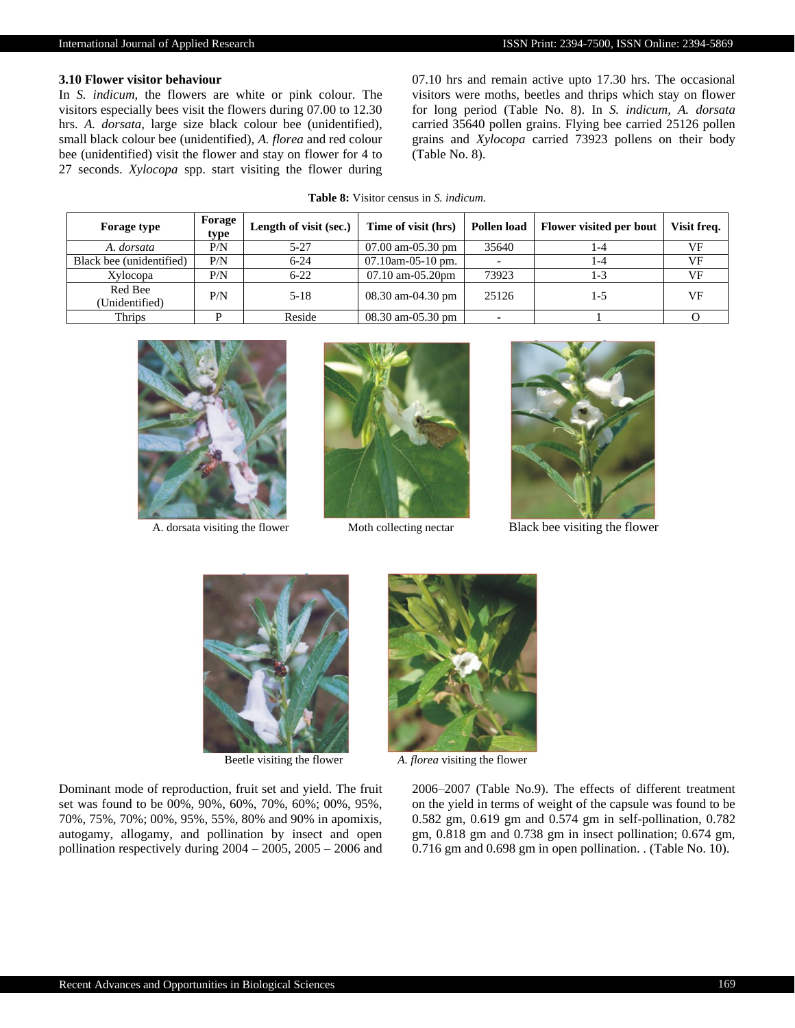### 3.10 Flower visitor behaviour

In *S. indicum,* the flowers are white or pink colour. The visitors especially bees visit the flowers during 07.00 to 12.30 hrs. *A. dorsata,* large size black colour bee (unidentified), small black colour bee (unidentified), *A. florea* and red colour bee (unidentified) visit the flower and stay on flower for 4 to 27 seconds. *Xylocopa* spp. start visiting the flower during 07.10 hrs and remain active upto 17.30 hrs. The occasional visitors were moths, beetles and thrips which stay on flower for long period (Table No. 8). In *S. indicum, A. dorsata* carried 35640 pollen grains. Flying bee carried 25126 pollen grains and *Xylocopa* carried 73923 pollens on their body (Table No. 8).

**Table 8:** Visitor census in *S. indicum.*

| Forage type | Forage type | Length of visit (sec.) | Time of visit (hrs) | Pollen load | Flower visited per bout | Visit freq. |
|---|---|---|---|---|---|---|
| *A. dorsata* | P/N | 5-27 | 07.00 am-05.30 pm | 35640 | 1-4 | VF |
| Black bee (unidentified) | P/N | 6-24 | 07.10am-05-10 pm. | - | 1-4 | VF |
| Xylocopa | P/N | 6-22 | 07.10 am-05.20pm | 73923 | 1-3 | VF |
| Red Bee (Unidentified) | P/N | 5-18 | 08.30 am-04.30 pm | 25126 | 1-5 | VF |
| Thrips | P | Reside | 08.30 am-05.30 pm | - | 1 | O |

A. dorsata visiting the flower

Moth collecting nectar

Black bee visiting the flower

Beetle visiting the flower

*A. florea* visiting the flower

Dominant mode of reproduction, fruit set and yield. The fruit set was found to be 00%, 90%, 60%, 70%, 60%; 00%, 95%, 70%, 75%, 70%; 00%, 95%, 55%, 80% and 90% in apomixis, autogamy, allogamy, and pollination by insect and open pollination respectively during 2004 – 2005, 2005 – 2006 and 2006–2007 (Table No.9). The effects of different treatment on the yield in terms of weight of the capsule was found to be 0.582 gm, 0.619 gm and 0.574 gm in self-pollination, 0.782 gm, 0.818 gm and 0.738 gm in insect pollination; 0.674 gm, 0.716 gm and 0.698 gm in open pollination. . (Table No. 10).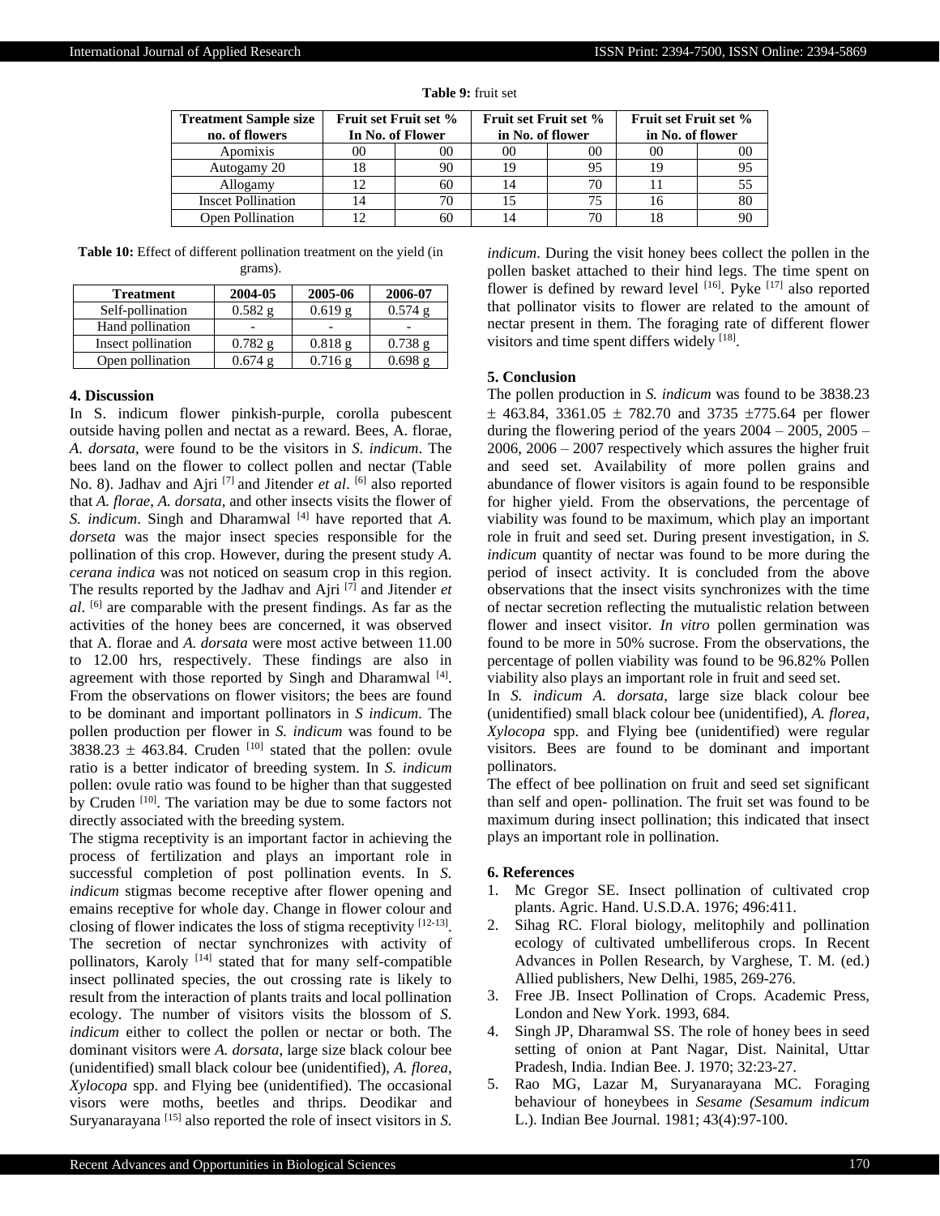**Table 9:** fruit set

| Treatment Sample size no. of flowers | Fruit set Fruit set % In No. of Flower | | Fruit set Fruit set % in No. of flower | | Fruit set Fruit set % in No. of flower | |
|---|---|---|---|---|---|---|
| Apomixis | 00 | 00 | 00 | 00 | 00 | 00 |
| Autogamy 20 | 18 | 90 | 19 | 95 | 19 | 95 |
| Allogamy | 12 | 60 | 14 | 70 | 11 | 55 |
| Inscet Pollination | 14 | 70 | 15 | 75 | 16 | 80 |
| Open Pollination | 12 | 60 | 14 | 70 | 18 | 90 |

**Table 10:** Effect of different pollination treatment on the yield (in grams).

| Treatment | 2004-05 | 2005-06 | 2006-07 |
|---|---|---|---|
| Self-pollination | 0.582 g | 0.619 g | 0.574 g |
| Hand pollination | - | - | - |
| Insect pollination | 0.782 g | 0.818 g | 0.738 g |
| Open pollination | 0.674 g | 0.716 g | 0.698 g |

## 4. Discussion

In S. indicum flower pinkish-purple, corolla pubescent outside having pollen and nectat as a reward. Bees, A. florae, *A. dorsata*, were found to be the visitors in *S. indicum*. The bees land on the flower to collect pollen and nectar (Table No. 8). Jadhav and Ajri [7] and Jitender *et al*. [6] also reported that *A. florae*, *A. dorsata*, and other insects visits the flower of *S. indicum*. Singh and Dharamwal [4] have reported that *A. dorseta* was the major insect species responsible for the pollination of this crop. However, during the present study *A. cerana indica* was not noticed on seasum crop in this region. The results reported by the Jadhav and Ajri [7] and Jitender *et al*. [6] are comparable with the present findings. As far as the activities of the honey bees are concerned, it was observed that A. florae and *A. dorsata* were most active between 11.00 to 12.00 hrs, respectively. These findings are also in agreement with those reported by Singh and Dharamwal [4]. From the observations on flower visitors; the bees are found to be dominant and important pollinators in *S indicum*. The pollen production per flower in *S. indicum* was found to be $3838.23 \pm 463.84$. Cruden [10] stated that the pollen: ovule ratio is a better indicator of breeding system. In *S. indicum* pollen: ovule ratio was found to be higher than that suggested by Cruden [10]. The variation may be due to some factors not directly associated with the breeding system.

The stigma receptivity is an important factor in achieving the process of fertilization and plays an important role in successful completion of post pollination events. In *S. indicum* stigmas become receptive after flower opening and emains receptive for whole day. Change in flower colour and closing of flower indicates the loss of stigma receptivity [12-13]. The secretion of nectar synchronizes with activity of pollinators, Karoly [14] stated that for many self-compatible insect pollinated species, the out crossing rate is likely to result from the interaction of plants traits and local pollination ecology. The number of visitors visits the blossom of *S. indicum* either to collect the pollen or nectar or both. The dominant visitors were *A. dorsata*, large size black colour bee (unidentified) small black colour bee (unidentified), *A. florea*, *Xylocopa* spp. and Flying bee (unidentified). The occasional visors were moths, beetles and thrips. Deodikar and Suryanarayana [15] also reported the role of insect visitors in *S. indicum*. During the visit honey bees collect the pollen in the pollen basket attached to their hind legs. The time spent on flower is defined by reward level [16]. Pyke [17] also reported that pollinator visits to flower are related to the amount of nectar present in them. The foraging rate of different flower visitors and time spent differs widely [18].

## 5. Conclusion

The pollen production in *S. indicum* was found to be $3838.23 \pm 463.84$, $3361.05 \pm 782.70$ and $3735 \pm 775.64$ per flower during the flowering period of the years 2004 – 2005, 2005 – 2006, 2006 – 2007 respectively which assures the higher fruit and seed set. Availability of more pollen grains and abundance of flower visitors is again found to be responsible for higher yield. From the observations, the percentage of viability was found to be maximum, which play an important role in fruit and seed set. During present investigation, in *S. indicum* quantity of nectar was found to be more during the period of insect activity. It is concluded from the above observations that the insect visits synchronizes with the time of nectar secretion reflecting the mutualistic relation between flower and insect visitor. *In vitro* pollen germination was found to be more in 50% sucrose. From the observations, the percentage of pollen viability was found to be 96.82% Pollen viability also plays an important role in fruit and seed set.

In *S. indicum A. dorsata*, large size black colour bee (unidentified) small black colour bee (unidentified), *A. florea*, *Xylocopa* spp. and Flying bee (unidentified) were regular visitors. Bees are found to be dominant and important pollinators.

The effect of bee pollination on fruit and seed set significant than self and open- pollination. The fruit set was found to be maximum during insect pollination; this indicated that insect plays an important role in pollination.

## 6. References

1. Mc Gregor SE. Insect pollination of cultivated crop plants. Agric. Hand. U.S.D.A. 1976; 496:411.
2. Sihag RC. Floral biology, melitophily and pollination ecology of cultivated umbelliferous crops. In Recent Advances in Pollen Research, by Varghese, T. M. (ed.) Allied publishers, New Delhi, 1985, 269-276.
3. Free JB. Insect Pollination of Crops. Academic Press, London and New York. 1993, 684.
4. Singh JP, Dharamwal SS. The role of honey bees in seed setting of onion at Pant Nagar, Dist. Nainital, Uttar Pradesh, India. Indian Bee. J. 1970; 32:23-27.
5. Rao MG, Lazar M, Suryanarayana MC. Foraging behaviour of honeybees in *Sesame (Sesamum indicum* L.). Indian Bee Journal. 1981; 43(4):97-100.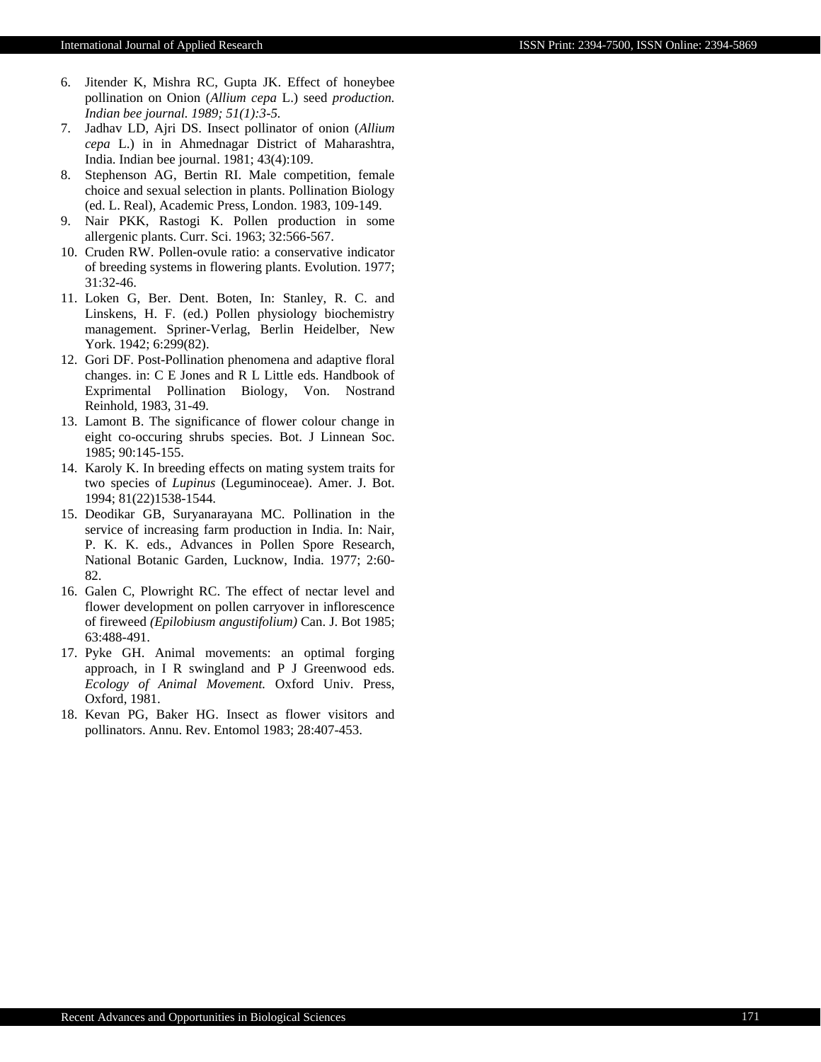6. Jitender K, Mishra RC, Gupta JK. Effect of honeybee pollination on Onion (*Allium cepa* L.) seed *production. Indian bee journal. 1989; 51(1):3-5.*
7. Jadhav LD, Ajri DS. Insect pollinator of onion (*Allium cepa* L.) in in Ahmednagar District of Maharashtra, India. Indian bee journal. 1981; 43(4):109.
8. Stephenson AG, Bertin RI. Male competition, female choice and sexual selection in plants. Pollination Biology (ed. L. Real), Academic Press, London. 1983, 109-149.
9. Nair PKK, Rastogi K. Pollen production in some allergenic plants. Curr. Sci. 1963; 32:566-567.
10. Cruden RW. Pollen-ovule ratio: a conservative indicator of breeding systems in flowering plants. Evolution. 1977; 31:32-46.
11. Loken G, Ber. Dent. Boten, In: Stanley, R. C. and Linskens, H. F. (ed.) Pollen physiology biochemistry management. Spriner-Verlag, Berlin Heidelber, New York. 1942; 6:299(82).
12. Gori DF. Post-Pollination phenomena and adaptive floral changes. in: C E Jones and R L Little eds. Handbook of Exprimental Pollination Biology, Von. Nostrand Reinhold, 1983, 31-49.
13. Lamont B. The significance of flower colour change in eight co-occuring shrubs species. Bot. J Linnean Soc. 1985; 90:145-155.
14. Karoly K. In breeding effects on mating system traits for two species of *Lupinus* (Leguminoceae). Amer. J. Bot. 1994; 81(22)1538-1544.
15. Deodikar GB, Suryanarayana MC. Pollination in the service of increasing farm production in India. In: Nair, P. K. K. eds., Advances in Pollen Spore Research, National Botanic Garden, Lucknow, India. 1977; 2:60-82.
16. Galen C, Plowright RC. The effect of nectar level and flower development on pollen carryover in inflorescence of fireweed *(Epilobiusm angustifolium)* Can. J. Bot 1985; 63:488-491.
17. Pyke GH. Animal movements: an optimal forging approach, in I R swingland and P J Greenwood eds. *Ecology of Animal Movement.* Oxford Univ. Press, Oxford, 1981.
18. Kevan PG, Baker HG. Insect as flower visitors and pollinators. Annu. Rev. Entomol 1983; 28:407-453.